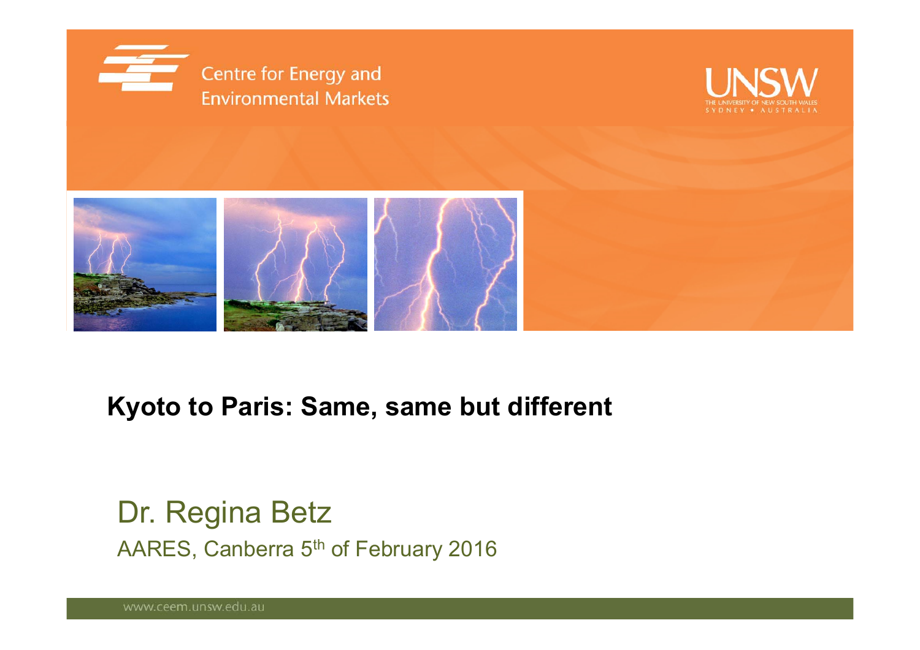Centre for Energy and Environmental Markets

UNSW
THE UNIVERSITY OF NEW SOUTH WALES
SYDNEY • AUSTRALIA

# Kyoto to Paris: Same, same but different

Dr. Regina Betz

AARES, Canberra 5th of February 2016

www.ceem.unsw.edu.au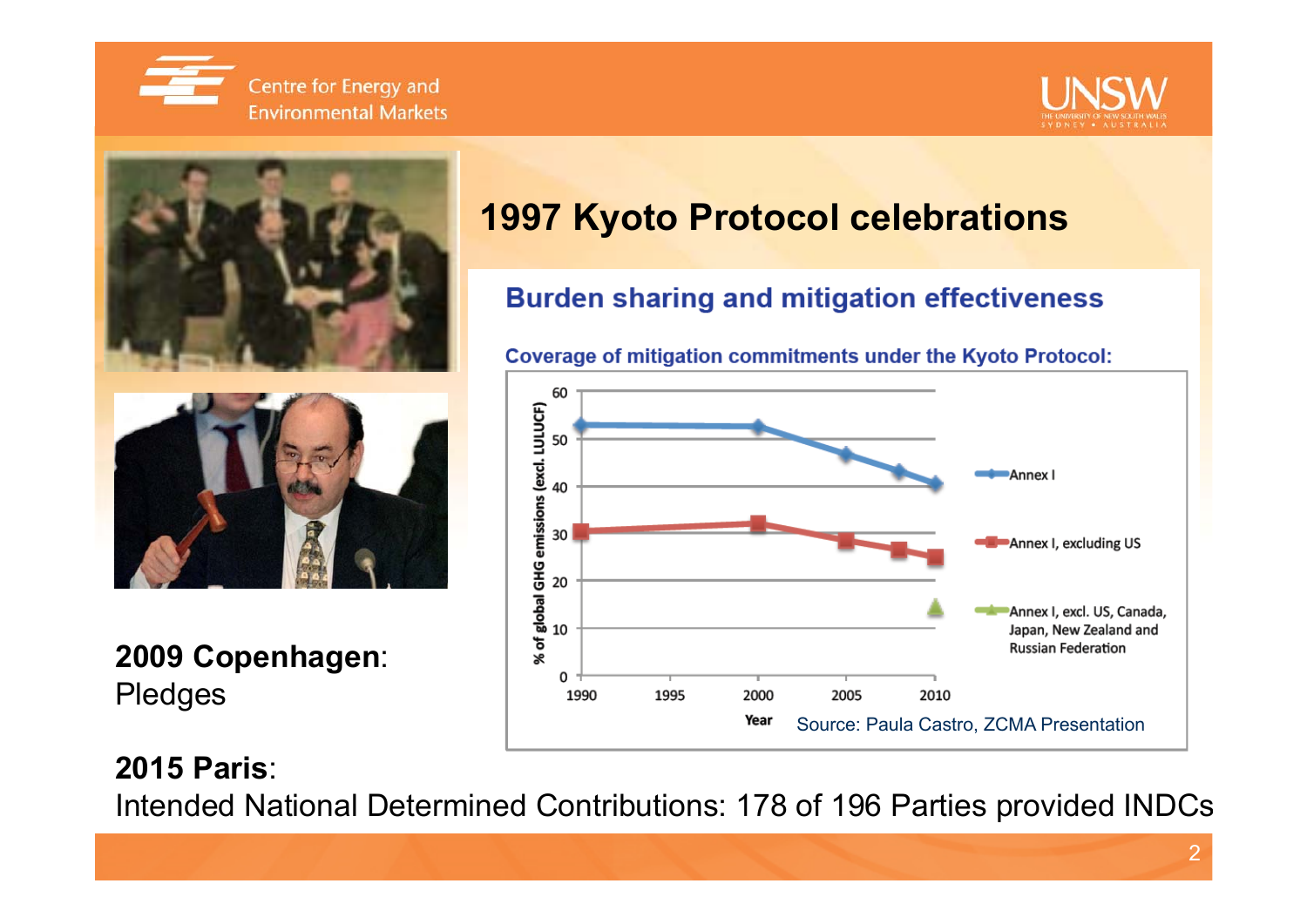# 1997 Kyoto Protocol celebrations

## Burden sharing and mitigation effectiveness

**Coverage of mitigation commitments under the Kyoto Protocol:**

Source: Paula Castro, ZCMA Presentation

**2009 Copenhagen**: Pledges

**2015 Paris**:
Intended National Determined Contributions: 178 of 196 Parties provided INDCs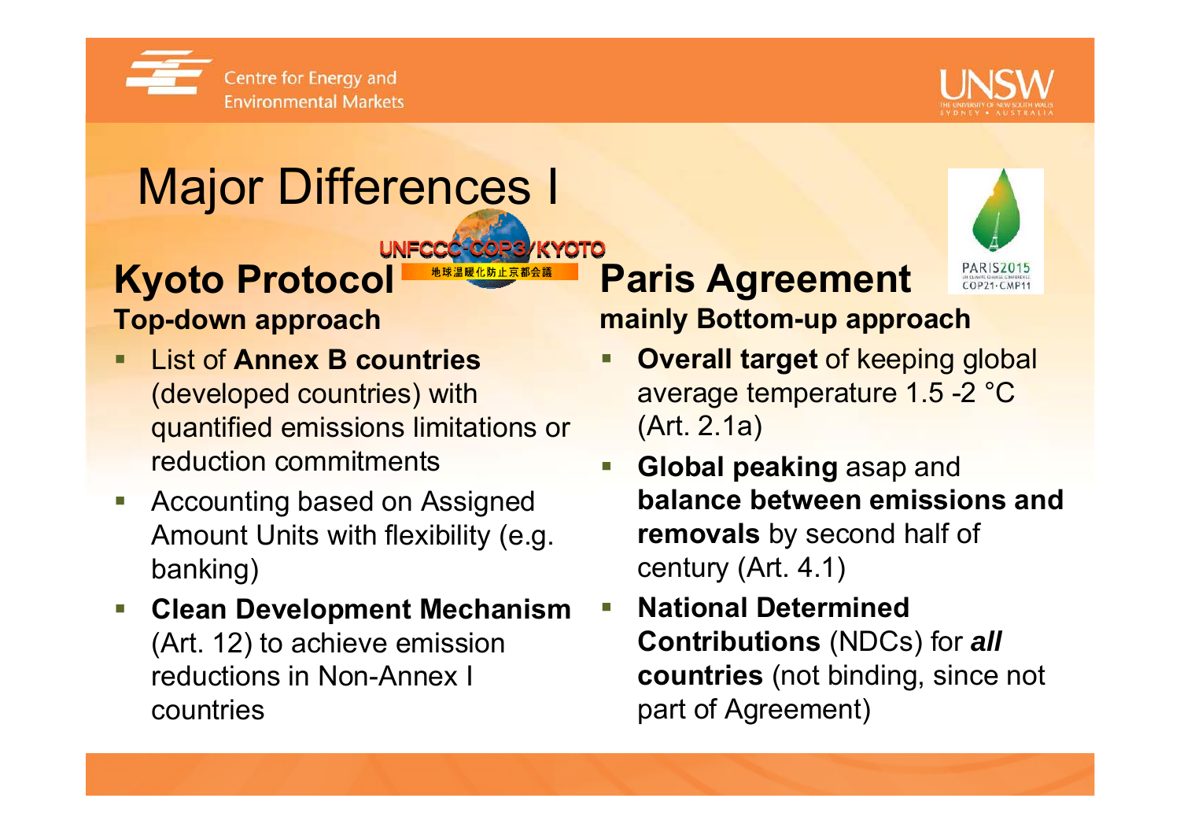# Major Differences I

## Kyoto Protocol

**Top-down approach**

- List of **Annex B countries** (developed countries) with quantified emissions limitations or reduction commitments
- Accounting based on Assigned Amount Units with flexibility (e.g. banking)
- **Clean Development Mechanism** (Art. 12) to achieve emission reductions in Non-Annex I countries

## Paris Agreement

**mainly Bottom-up approach**

- **Overall target** of keeping global average temperature 1.5 -2 °C (Art. 2.1a)
- **Global peaking** asap and **balance between emissions and removals** by second half of century (Art. 4.1)
- **National Determined Contributions** (NDCs) for ***all*** **countries** (not binding, since not part of Agreement)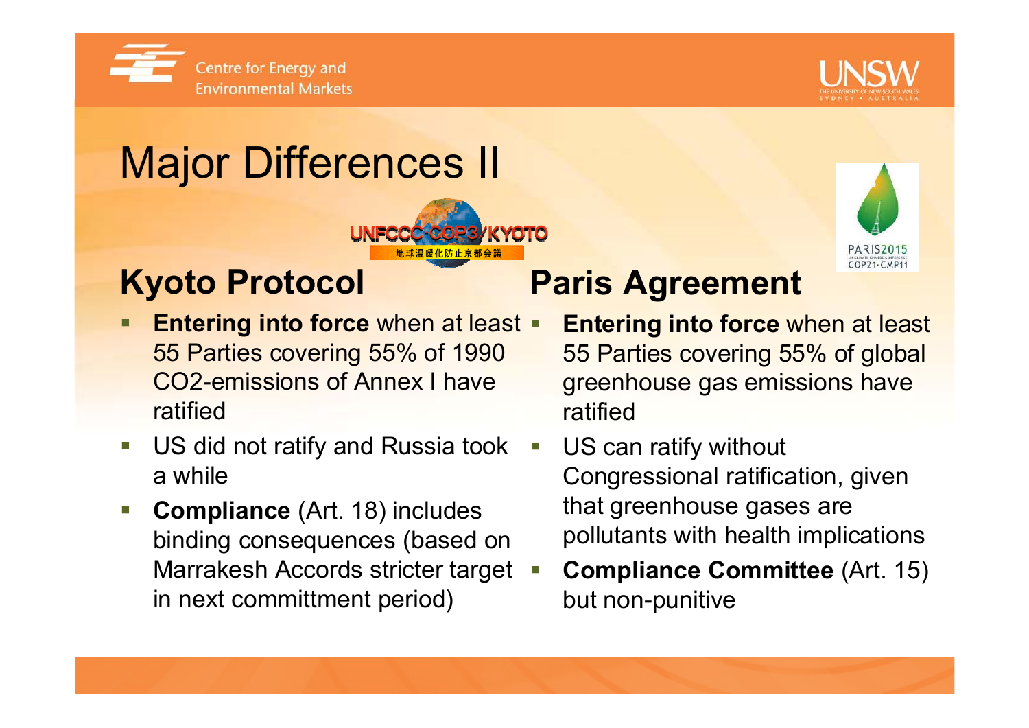# Major Differences II

## Kyoto Protocol

- **Entering into force** when at least 55 Parties covering 55% of 1990 CO2-emissions of Annex I have ratified
- US did not ratify and Russia took a while
- **Compliance** (Art. 18) includes binding consequences (based on Marrakesh Accords stricter target in next committment period)

## Paris Agreement

- **Entering into force** when at least 55 Parties covering 55% of global greenhouse gas emissions have ratified
- US can ratify without Congressional ratification, given that greenhouse gases are pollutants with health implications
- **Compliance Committee** (Art. 15) but non-punitive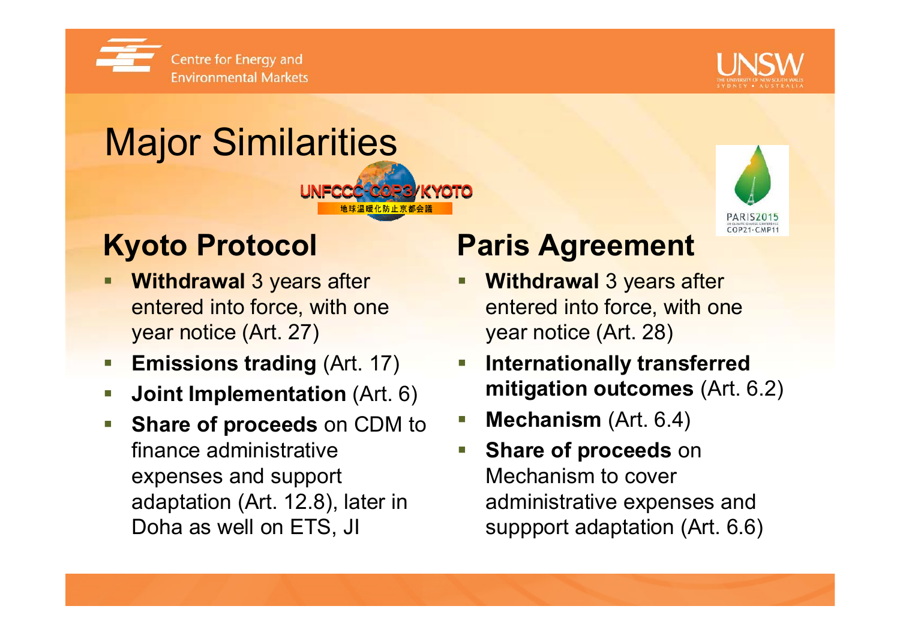# Major Similarities

## Kyoto Protocol

- **Withdrawal** 3 years after entered into force, with one year notice (Art. 27)
- **Emissions trading** (Art. 17)
- **Joint Implementation** (Art. 6)
- **Share of proceeds** on CDM to finance administrative expenses and support adaptation (Art. 12.8), later in Doha as well on ETS, JI

## Paris Agreement

- **Withdrawal** 3 years after entered into force, with one year notice (Art. 28)
- **Internationally transferred mitigation outcomes** (Art. 6.2)
- **Mechanism** (Art. 6.4)
- **Share of proceeds** on Mechanism to cover administrative expenses and suppport adaptation (Art. 6.6)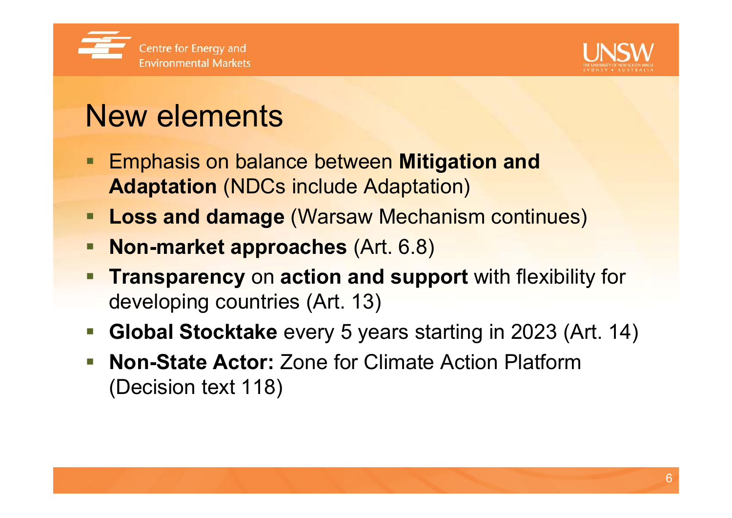# New elements

- Emphasis on balance between **Mitigation and Adaptation** (NDCs include Adaptation)
- **Loss and damage** (Warsaw Mechanism continues)
- **Non-market approaches** (Art. 6.8)
- **Transparency** on **action and support** with flexibility for developing countries (Art. 13)
- **Global Stocktake** every 5 years starting in 2023 (Art. 14)
- **Non-State Actor:** Zone for Climate Action Platform (Decision text 118)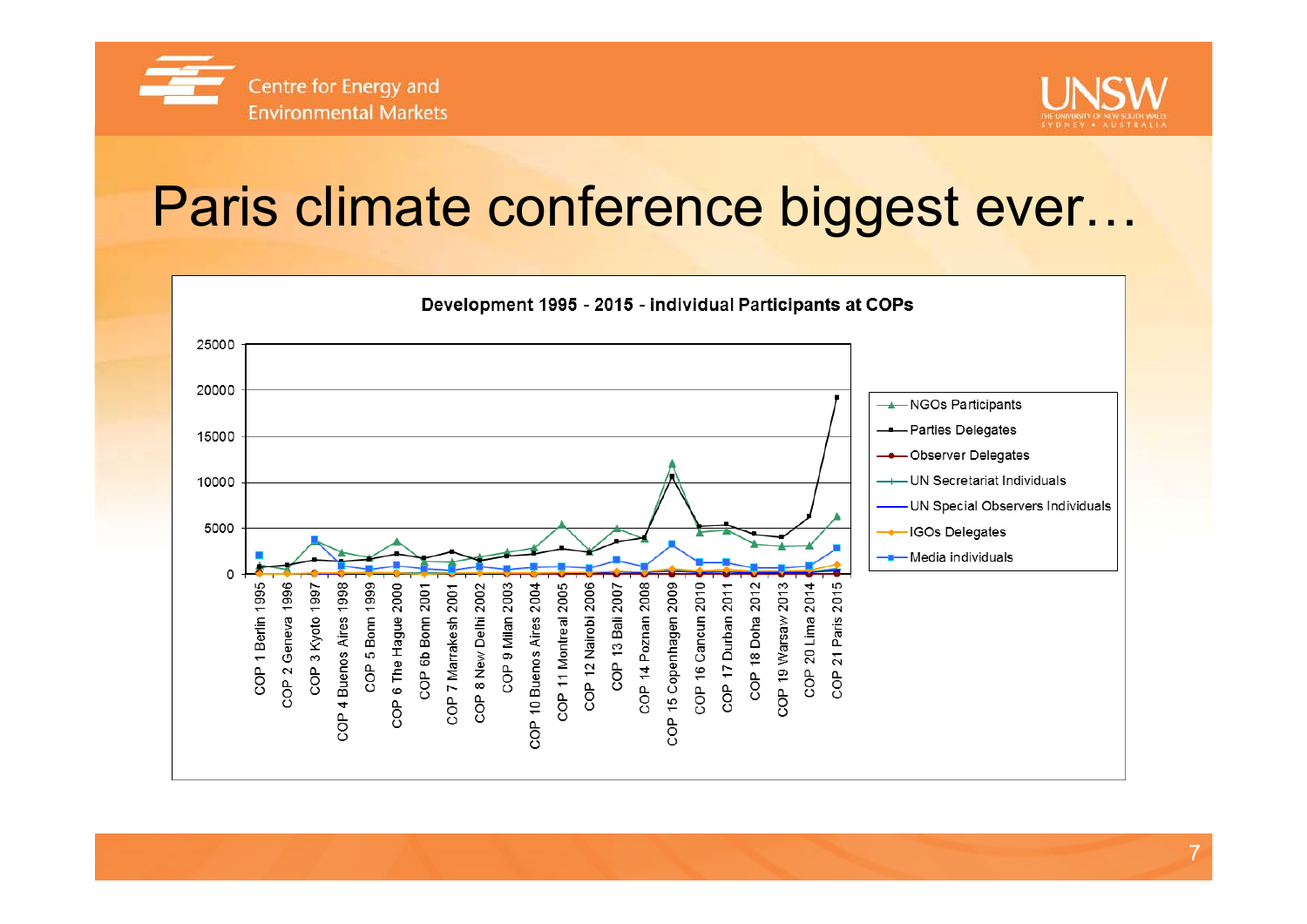# Paris climate conference biggest ever…

**Development 1995 - 2015 - Individual Participants at COPs**

Legend: NGOs Participants; Parties Delegates; Observer Delegates; UN Secretariat Individuals; UN Special Observers Individuals; IGOs Delegates; Media individuals

Y-axis: 0, 5000, 10000, 15000, 20000, 25000

X-axis: COP 1 Berlin 1995, COP 2 Geneva 1996, COP 3 Kyoto 1997, COP 4 Buenos Aires 1998, COP 5 Bonn 1999, COP 6 The Hague 2000, COP 6b Bonn 2001, COP 7 Marrakesh 2001, COP 8 New Delhi 2002, COP 9 Milan 2003, COP 10 Buenos Aires 2004, COP 11 Montreal 2005, COP 12 Nairobi 2006, COP 13 Bali 2007, COP 14 Poznan 2008, COP 15 Copenhagen 2009, COP 16 Cancun 2010, COP 17 Durban 2011, COP 18 Doha 2012, COP 19 Warsaw 2013, COP 20 Lima 2014, COP 21 Paris 2015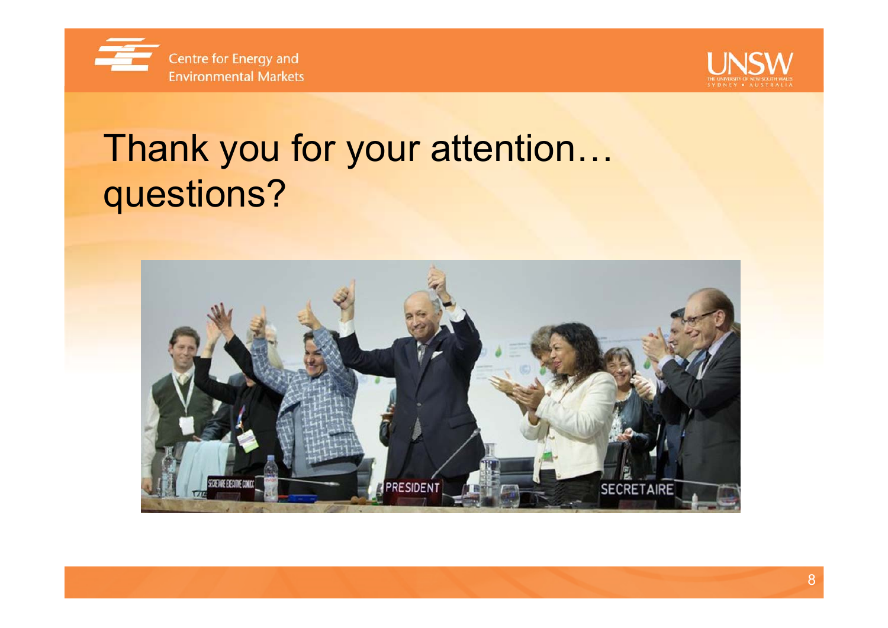# Thank you for your attention… questions?